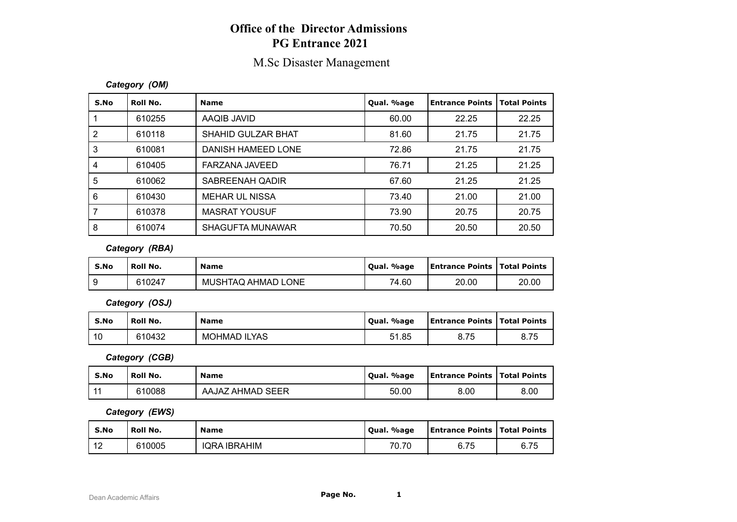# Office of the Director Admissions
# PG Entrance 2021

## M.Sc Disaster Management

***Category (OM)***

| S.No | Roll No. | Name | Qual. %age | Entrance Points | Total Points |
|---|---|---|---|---|---|
| 1 | 610255 | AAQIB JAVID | 60.00 | 22.25 | 22.25 |
| 2 | 610118 | SHAHID GULZAR BHAT | 81.60 | 21.75 | 21.75 |
| 3 | 610081 | DANISH HAMEED LONE | 72.86 | 21.75 | 21.75 |
| 4 | 610405 | FARZANA JAVEED | 76.71 | 21.25 | 21.25 |
| 5 | 610062 | SABREENAH QADIR | 67.60 | 21.25 | 21.25 |
| 6 | 610430 | MEHAR UL NISSA | 73.40 | 21.00 | 21.00 |
| 7 | 610378 | MASRAT YOUSUF | 73.90 | 20.75 | 20.75 |
| 8 | 610074 | SHAGUFTA MUNAWAR | 70.50 | 20.50 | 20.50 |

***Category (RBA)***

| S.No | Roll No. | Name | Qual. %age | Entrance Points | Total Points |
|---|---|---|---|---|---|
| 9 | 610247 | MUSHTAQ AHMAD LONE | 74.60 | 20.00 | 20.00 |

***Category (OSJ)***

| S.No | Roll No. | Name | Qual. %age | Entrance Points | Total Points |
|---|---|---|---|---|---|
| 10 | 610432 | MOHMAD ILYAS | 51.85 | 8.75 | 8.75 |

***Category (CGB)***

| S.No | Roll No. | Name | Qual. %age | Entrance Points | Total Points |
|---|---|---|---|---|---|
| 11 | 610088 | AAJAZ AHMAD SEER | 50.00 | 8.00 | 8.00 |

***Category (EWS)***

| S.No | Roll No. | Name | Qual. %age | Entrance Points | Total Points |
|---|---|---|---|---|---|
| 12 | 610005 | IQRA IBRAHIM | 70.70 | 6.75 | 6.75 |

Dean Academic Affairs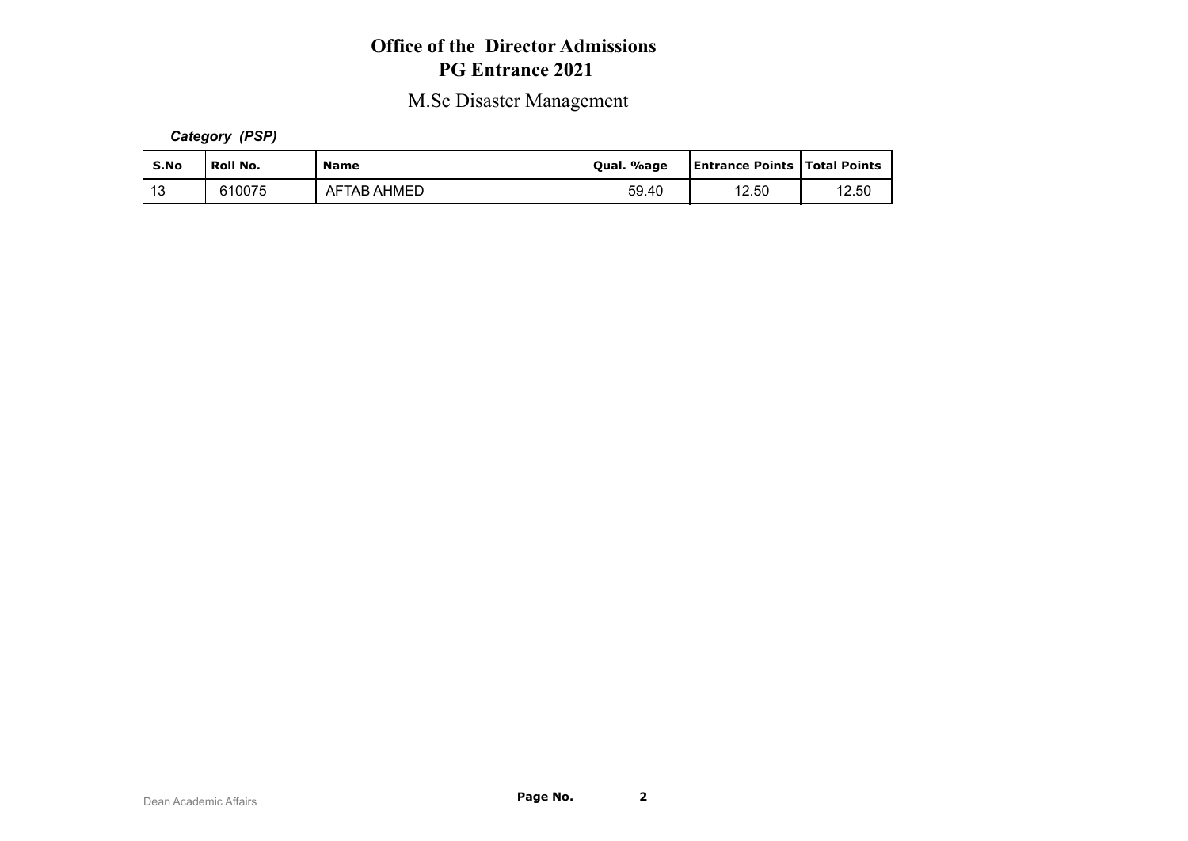# Office of the Director Admissions
## PG Entrance 2021

### M.Sc Disaster Management

***Category (PSP)***

| S.No | Roll No. | Name | Qual. %age | Entrance Points | Total Points |
|---|---|---|---|---|---|
| 13 | 610075 | AFTAB AHMED | 59.40 | 12.50 | 12.50 |

Dean Academic Affairs